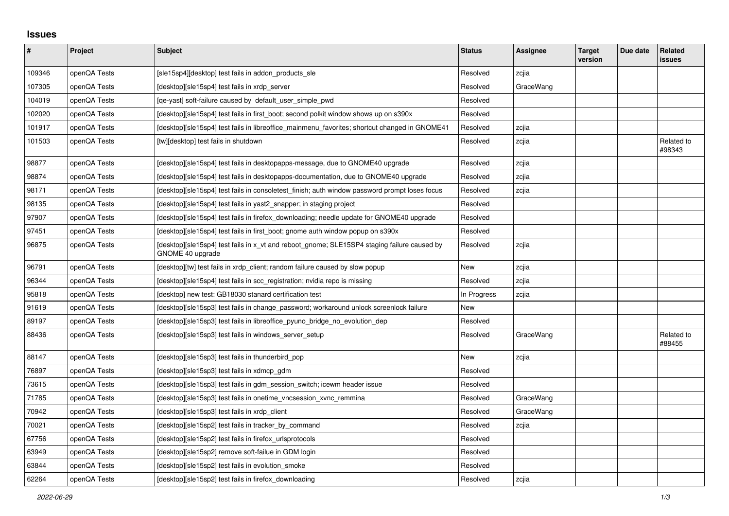# Issues

| # | Project | Subject | Status | Assignee | Target version | Due date | Related issues |
|---|---|---|---|---|---|---|---|
| 109346 | openQA Tests | [sle15sp4][desktop] test fails in addon_products_sle | Resolved | zcjia | | | |
| 107305 | openQA Tests | [desktop][sle15sp4] test fails in xrdp_server | Resolved | GraceWang | | | |
| 104019 | openQA Tests | [qe-yast] soft-failure caused by default_user_simple_pwd | Resolved | | | | |
| 102020 | openQA Tests | [desktop][sle15sp4] test fails in first_boot; second polkit window shows up on s390x | Resolved | | | | |
| 101917 | openQA Tests | [desktop][sle15sp4] test fails in libreoffice_mainmenu_favorites; shortcut changed in GNOME41 | Resolved | zcjia | | | |
| 101503 | openQA Tests | [tw][desktop] test fails in shutdown | Resolved | zcjia | | | Related to #98343 |
| 98877 | openQA Tests | [desktop][sle15sp4] test fails in desktopapps-message, due to GNOME40 upgrade | Resolved | zcjia | | | |
| 98874 | openQA Tests | [desktop][sle15sp4] test fails in desktopapps-documentation, due to GNOME40 upgrade | Resolved | zcjia | | | |
| 98171 | openQA Tests | [desktop][sle15sp4] test fails in consoletest_finish; auth window password prompt loses focus | Resolved | zcjia | | | |
| 98135 | openQA Tests | [desktop][sle15sp4] test fails in yast2_snapper; in staging project | Resolved | | | | |
| 97907 | openQA Tests | [desktop][sle15sp4] test fails in firefox_downloading; needle update for GNOME40 upgrade | Resolved | | | | |
| 97451 | openQA Tests | [desktop][sle15sp4] test fails in first_boot; gnome auth window popup on s390x | Resolved | | | | |
| 96875 | openQA Tests | [desktop][sle15sp4] test fails in x_vt and reboot_gnome; SLE15SP4 staging failure caused by GNOME 40 upgrade | Resolved | zcjia | | | |
| 96791 | openQA Tests | [desktop][tw] test fails in xrdp_client; random failure caused by slow popup | New | zcjia | | | |
| 96344 | openQA Tests | [desktop][sle15sp4] test fails in scc_registration; nvidia repo is missing | Resolved | zcjia | | | |
| 95818 | openQA Tests | [desktop] new test: GB18030 stanard certification test | In Progress | zcjia | | | |
| 91619 | openQA Tests | [desktop][sle15sp3] test fails in change_password; workaround unlock screenlock failure | New | | | | |
| 89197 | openQA Tests | [desktop][sle15sp3] test fails in libreoffice_pyuno_bridge_no_evolution_dep | Resolved | | | | |
| 88436 | openQA Tests | [desktop][sle15sp3] test fails in windows_server_setup | Resolved | GraceWang | | | Related to #88455 |
| 88147 | openQA Tests | [desktop][sle15sp3] test fails in thunderbird_pop | New | zcjia | | | |
| 76897 | openQA Tests | [desktop][sle15sp3] test fails in xdmcp_gdm | Resolved | | | | |
| 73615 | openQA Tests | [desktop][sle15sp3] test fails in gdm_session_switch; icewm header issue | Resolved | | | | |
| 71785 | openQA Tests | [desktop][sle15sp3] test fails in onetime_vncsession_xvnc_remmina | Resolved | GraceWang | | | |
| 70942 | openQA Tests | [desktop][sle15sp3] test fails in xrdp_client | Resolved | GraceWang | | | |
| 70021 | openQA Tests | [desktop][sle15sp2] test fails in tracker_by_command | Resolved | zcjia | | | |
| 67756 | openQA Tests | [desktop][sle15sp2] test fails in firefox_urlsprotocols | Resolved | | | | |
| 63949 | openQA Tests | [desktop][sle15sp2] remove soft-failue in GDM login | Resolved | | | | |
| 63844 | openQA Tests | [desktop][sle15sp2] test fails in evolution_smoke | Resolved | | | | |
| 62264 | openQA Tests | [desktop][sle15sp2] test fails in firefox_downloading | Resolved | zcjia | | | |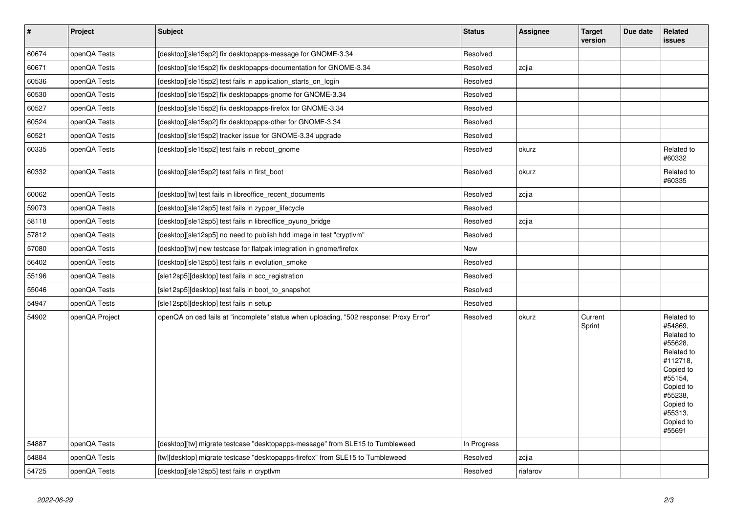| # | Project | Subject | Status | Assignee | Target version | Due date | Related issues |
|---|---|---|---|---|---|---|---|
| 60674 | openQA Tests | [desktop][sle15sp2] fix desktopapps-message for GNOME-3.34 | Resolved | | | | |
| 60671 | openQA Tests | [desktop][sle15sp2] fix desktopapps-documentation for GNOME-3.34 | Resolved | zcjia | | | |
| 60536 | openQA Tests | [desktop][sle15sp2] test fails in application_starts_on_login | Resolved | | | | |
| 60530 | openQA Tests | [desktop][sle15sp2] fix desktopapps-gnome for GNOME-3.34 | Resolved | | | | |
| 60527 | openQA Tests | [desktop][sle15sp2] fix desktopapps-firefox for GNOME-3.34 | Resolved | | | | |
| 60524 | openQA Tests | [desktop][sle15sp2] fix desktopapps-other for GNOME-3.34 | Resolved | | | | |
| 60521 | openQA Tests | [desktop][sle15sp2] tracker issue for GNOME-3.34 upgrade | Resolved | | | | |
| 60335 | openQA Tests | [desktop][sle15sp2] test fails in reboot_gnome | Resolved | okurz | | | Related to #60332 |
| 60332 | openQA Tests | [desktop][sle15sp2] test fails in first_boot | Resolved | okurz | | | Related to #60335 |
| 60062 | openQA Tests | [desktop][tw] test fails in libreoffice_recent_documents | Resolved | zcjia | | | |
| 59073 | openQA Tests | [desktop][sle12sp5] test fails in zypper_lifecycle | Resolved | | | | |
| 58118 | openQA Tests | [desktop][sle12sp5] test fails in libreoffice_pyuno_bridge | Resolved | zcjia | | | |
| 57812 | openQA Tests | [desktop][sle12sp5] no need to publish hdd image in test "cryptlvm" | Resolved | | | | |
| 57080 | openQA Tests | [desktop][tw] new testcase for flatpak integration in gnome/firefox | New | | | | |
| 56402 | openQA Tests | [desktop][sle12sp5] test fails in evolution_smoke | Resolved | | | | |
| 55196 | openQA Tests | [sle12sp5][desktop] test fails in scc_registration | Resolved | | | | |
| 55046 | openQA Tests | [sle12sp5][desktop] test fails in boot_to_snapshot | Resolved | | | | |
| 54947 | openQA Tests | [sle12sp5][desktop] test fails in setup | Resolved | | | | |
| 54902 | openQA Project | openQA on osd fails at "incomplete" status when uploading, "502 response: Proxy Error" | Resolved | okurz | Current Sprint | | Related to #54869, Related to #55628, Related to #112718, Copied to #55154, Copied to #55238, Copied to #55313, Copied to #55691 |
| 54887 | openQA Tests | [desktop][tw] migrate testcase "desktopapps-message" from SLE15 to Tumbleweed | In Progress | | | | |
| 54884 | openQA Tests | [tw][desktop] migrate testcase "desktopapps-firefox" from SLE15 to Tumbleweed | Resolved | zcjia | | | |
| 54725 | openQA Tests | [desktop][sle12sp5] test fails in cryptlvm | Resolved | riafarov | | | |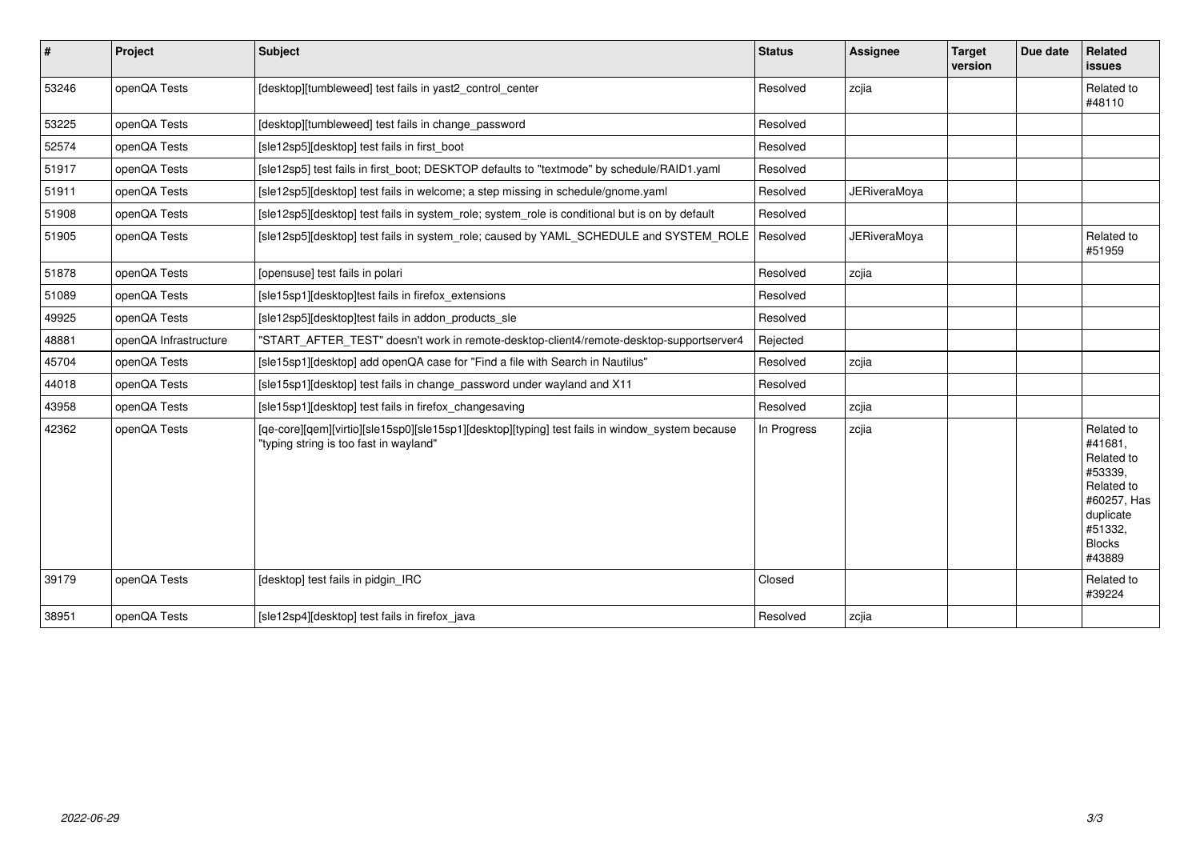| # | Project | Subject | Status | Assignee | Target version | Due date | Related issues |
|---|---|---|---|---|---|---|---|
| 53246 | openQA Tests | [desktop][tumbleweed] test fails in yast2_control_center | Resolved | zcjia | | | Related to #48110 |
| 53225 | openQA Tests | [desktop][tumbleweed] test fails in change_password | Resolved | | | | |
| 52574 | openQA Tests | [sle12sp5][desktop] test fails in first_boot | Resolved | | | | |
| 51917 | openQA Tests | [sle12sp5] test fails in first_boot; DESKTOP defaults to "textmode" by schedule/RAID1.yaml | Resolved | | | | |
| 51911 | openQA Tests | [sle12sp5][desktop] test fails in welcome; a step missing in schedule/gnome.yaml | Resolved | JERiveraMoya | | | |
| 51908 | openQA Tests | [sle12sp5][desktop] test fails in system_role; system_role is conditional but is on by default | Resolved | | | | |
| 51905 | openQA Tests | [sle12sp5][desktop] test fails in system_role; caused by YAML_SCHEDULE and SYSTEM_ROLE | Resolved | JERiveraMoya | | | Related to #51959 |
| 51878 | openQA Tests | [opensuse] test fails in polari | Resolved | zcjia | | | |
| 51089 | openQA Tests | [sle15sp1][desktop]test fails in firefox_extensions | Resolved | | | | |
| 49925 | openQA Tests | [sle12sp5][desktop]test fails in addon_products_sle | Resolved | | | | |
| 48881 | openQA Infrastructure | "START_AFTER_TEST" doesn't work in remote-desktop-client4/remote-desktop-supportserver4 | Rejected | | | | |
| 45704 | openQA Tests | [sle15sp1][desktop] add openQA case for "Find a file with Search in Nautilus" | Resolved | zcjia | | | |
| 44018 | openQA Tests | [sle15sp1][desktop] test fails in change_password under wayland and X11 | Resolved | | | | |
| 43958 | openQA Tests | [sle15sp1][desktop] test fails in firefox_changesaving | Resolved | zcjia | | | |
| 42362 | openQA Tests | [qe-core][qem][virtio][sle15sp0][sle15sp1][desktop][typing] test fails in window_system because "typing string is too fast in wayland" | In Progress | zcjia | | | Related to #41681, Related to #53339, Related to #60257, Has duplicate #51332, Blocks #43889 |
| 39179 | openQA Tests | [desktop] test fails in pidgin_IRC | Closed | | | | Related to #39224 |
| 38951 | openQA Tests | [sle12sp4][desktop] test fails in firefox_java | Resolved | zcjia | | | |